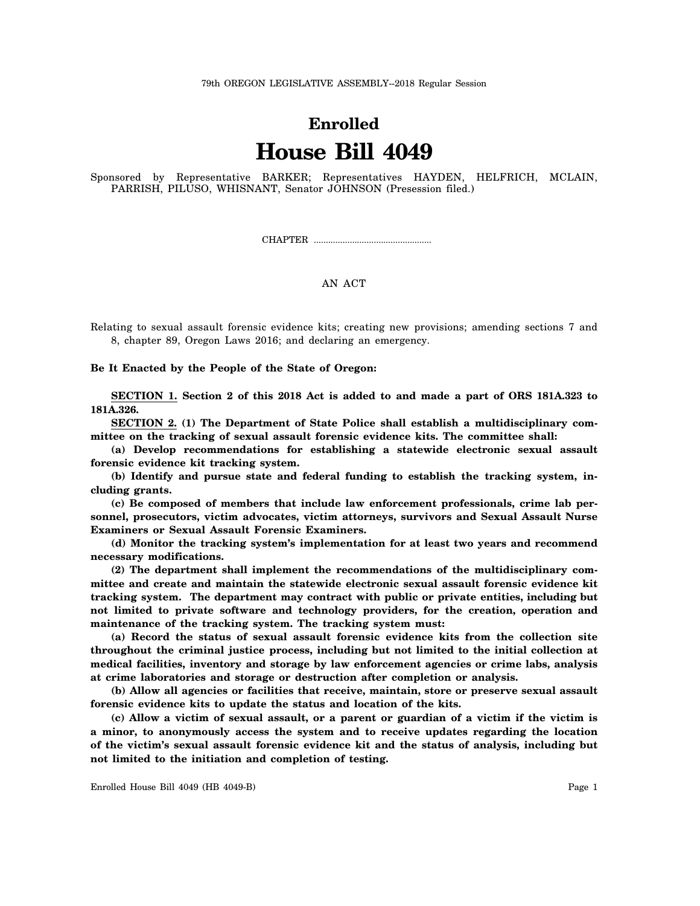79th OREGON LEGISLATIVE ASSEMBLY--2018 Regular Session

# Enrolled

# House Bill 4049

Sponsored by Representative BARKER; Representatives HAYDEN, HELFRICH, MCLAIN, PARRISH, PILUSO, WHISNANT, Senator JOHNSON (Presession filed.)

CHAPTER .................................................

AN ACT

Relating to sexual assault forensic evidence kits; creating new provisions; amending sections 7 and 8, chapter 89, Oregon Laws 2016; and declaring an emergency.

**Be It Enacted by the People of the State of Oregon:**

**SECTION 1. Section 2 of this 2018 Act is added to and made a part of ORS 181A.323 to 181A.326.**

**SECTION 2. (1) The Department of State Police shall establish a multidisciplinary committee on the tracking of sexual assault forensic evidence kits. The committee shall:**

**(a) Develop recommendations for establishing a statewide electronic sexual assault forensic evidence kit tracking system.**

**(b) Identify and pursue state and federal funding to establish the tracking system, including grants.**

**(c) Be composed of members that include law enforcement professionals, crime lab personnel, prosecutors, victim advocates, victim attorneys, survivors and Sexual Assault Nurse Examiners or Sexual Assault Forensic Examiners.**

**(d) Monitor the tracking system's implementation for at least two years and recommend necessary modifications.**

**(2) The department shall implement the recommendations of the multidisciplinary committee and create and maintain the statewide electronic sexual assault forensic evidence kit tracking system. The department may contract with public or private entities, including but not limited to private software and technology providers, for the creation, operation and maintenance of the tracking system. The tracking system must:**

**(a) Record the status of sexual assault forensic evidence kits from the collection site throughout the criminal justice process, including but not limited to the initial collection at medical facilities, inventory and storage by law enforcement agencies or crime labs, analysis at crime laboratories and storage or destruction after completion or analysis.**

**(b) Allow all agencies or facilities that receive, maintain, store or preserve sexual assault forensic evidence kits to update the status and location of the kits.**

**(c) Allow a victim of sexual assault, or a parent or guardian of a victim if the victim is a minor, to anonymously access the system and to receive updates regarding the location of the victim's sexual assault forensic evidence kit and the status of analysis, including but not limited to the initiation and completion of testing.**

Enrolled House Bill 4049 (HB 4049-B)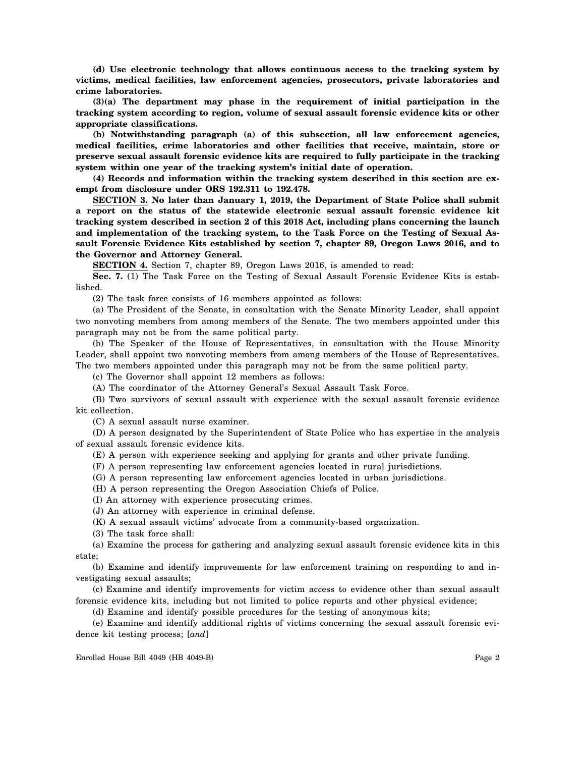**(d) Use electronic technology that allows continuous access to the tracking system by victims, medical facilities, law enforcement agencies, prosecutors, private laboratories and crime laboratories.**

**(3)(a) The department may phase in the requirement of initial participation in the tracking system according to region, volume of sexual assault forensic evidence kits or other appropriate classifications.**

**(b) Notwithstanding paragraph (a) of this subsection, all law enforcement agencies, medical facilities, crime laboratories and other facilities that receive, maintain, store or preserve sexual assault forensic evidence kits are required to fully participate in the tracking system within one year of the tracking system's initial date of operation.**

**(4) Records and information within the tracking system described in this section are exempt from disclosure under ORS 192.311 to 192.478.**

**SECTION 3. No later than January 1, 2019, the Department of State Police shall submit a report on the status of the statewide electronic sexual assault forensic evidence kit tracking system described in section 2 of this 2018 Act, including plans concerning the launch and implementation of the tracking system, to the Task Force on the Testing of Sexual Assault Forensic Evidence Kits established by section 7, chapter 89, Oregon Laws 2016, and to the Governor and Attorney General.**

**SECTION 4.** Section 7, chapter 89, Oregon Laws 2016, is amended to read:

**Sec. 7.** (1) The Task Force on the Testing of Sexual Assault Forensic Evidence Kits is established.

(2) The task force consists of 16 members appointed as follows:

(a) The President of the Senate, in consultation with the Senate Minority Leader, shall appoint two nonvoting members from among members of the Senate. The two members appointed under this paragraph may not be from the same political party.

(b) The Speaker of the House of Representatives, in consultation with the House Minority Leader, shall appoint two nonvoting members from among members of the House of Representatives. The two members appointed under this paragraph may not be from the same political party.

(c) The Governor shall appoint 12 members as follows:

(A) The coordinator of the Attorney General's Sexual Assault Task Force.

(B) Two survivors of sexual assault with experience with the sexual assault forensic evidence kit collection.

(C) A sexual assault nurse examiner.

(D) A person designated by the Superintendent of State Police who has expertise in the analysis of sexual assault forensic evidence kits.

(E) A person with experience seeking and applying for grants and other private funding.

(F) A person representing law enforcement agencies located in rural jurisdictions.

(G) A person representing law enforcement agencies located in urban jurisdictions.

(H) A person representing the Oregon Association Chiefs of Police.

(I) An attorney with experience prosecuting crimes.

(J) An attorney with experience in criminal defense.

(K) A sexual assault victims' advocate from a community-based organization.

(3) The task force shall:

(a) Examine the process for gathering and analyzing sexual assault forensic evidence kits in this state;

(b) Examine and identify improvements for law enforcement training on responding to and investigating sexual assaults;

(c) Examine and identify improvements for victim access to evidence other than sexual assault forensic evidence kits, including but not limited to police reports and other physical evidence;

(d) Examine and identify possible procedures for the testing of anonymous kits;

(e) Examine and identify additional rights of victims concerning the sexual assault forensic evidence kit testing process; [*and*]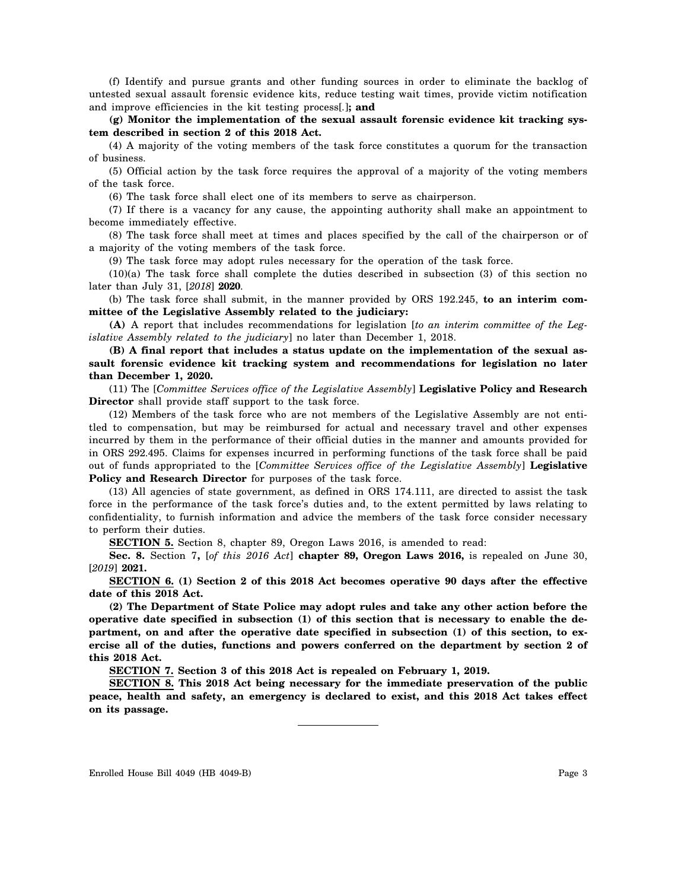(f) Identify and pursue grants and other funding sources in order to eliminate the backlog of untested sexual assault forensic evidence kits, reduce testing wait times, provide victim notification and improve efficiencies in the kit testing process[.]**; and**

**(g) Monitor the implementation of the sexual assault forensic evidence kit tracking system described in section 2 of this 2018 Act.**

(4) A majority of the voting members of the task force constitutes a quorum for the transaction of business.

(5) Official action by the task force requires the approval of a majority of the voting members of the task force.

(6) The task force shall elect one of its members to serve as chairperson.

(7) If there is a vacancy for any cause, the appointing authority shall make an appointment to become immediately effective.

(8) The task force shall meet at times and places specified by the call of the chairperson or of a majority of the voting members of the task force.

(9) The task force may adopt rules necessary for the operation of the task force.

(10)(a) The task force shall complete the duties described in subsection (3) of this section no later than July 31, [*2018*] **2020**.

(b) The task force shall submit, in the manner provided by ORS 192.245, **to an interim committee of the Legislative Assembly related to the judiciary:**

**(A)** A report that includes recommendations for legislation [*to an interim committee of the Legislative Assembly related to the judiciary*] no later than December 1, 2018.

**(B) A final report that includes a status update on the implementation of the sexual assault forensic evidence kit tracking system and recommendations for legislation no later than December 1, 2020.**

(11) The [*Committee Services office of the Legislative Assembly*] **Legislative Policy and Research Director** shall provide staff support to the task force.

(12) Members of the task force who are not members of the Legislative Assembly are not entitled to compensation, but may be reimbursed for actual and necessary travel and other expenses incurred by them in the performance of their official duties in the manner and amounts provided for in ORS 292.495. Claims for expenses incurred in performing functions of the task force shall be paid out of funds appropriated to the [*Committee Services office of the Legislative Assembly*] **Legislative Policy and Research Director** for purposes of the task force.

(13) All agencies of state government, as defined in ORS 174.111, are directed to assist the task force in the performance of the task force's duties and, to the extent permitted by laws relating to confidentiality, to furnish information and advice the members of the task force consider necessary to perform their duties.

**SECTION 5.** Section 8, chapter 89, Oregon Laws 2016, is amended to read:

**Sec. 8.** Section 7**,** [*of this 2016 Act*] **chapter 89, Oregon Laws 2016,** is repealed on June 30, [*2019*] **2021.**

**SECTION 6. (1) Section 2 of this 2018 Act becomes operative 90 days after the effective date of this 2018 Act.**

**(2) The Department of State Police may adopt rules and take any other action before the operative date specified in subsection (1) of this section that is necessary to enable the department, on and after the operative date specified in subsection (1) of this section, to exercise all of the duties, functions and powers conferred on the department by section 2 of this 2018 Act.**

**SECTION 7. Section 3 of this 2018 Act is repealed on February 1, 2019.**

**SECTION 8. This 2018 Act being necessary for the immediate preservation of the public peace, health and safety, an emergency is declared to exist, and this 2018 Act takes effect on its passage.**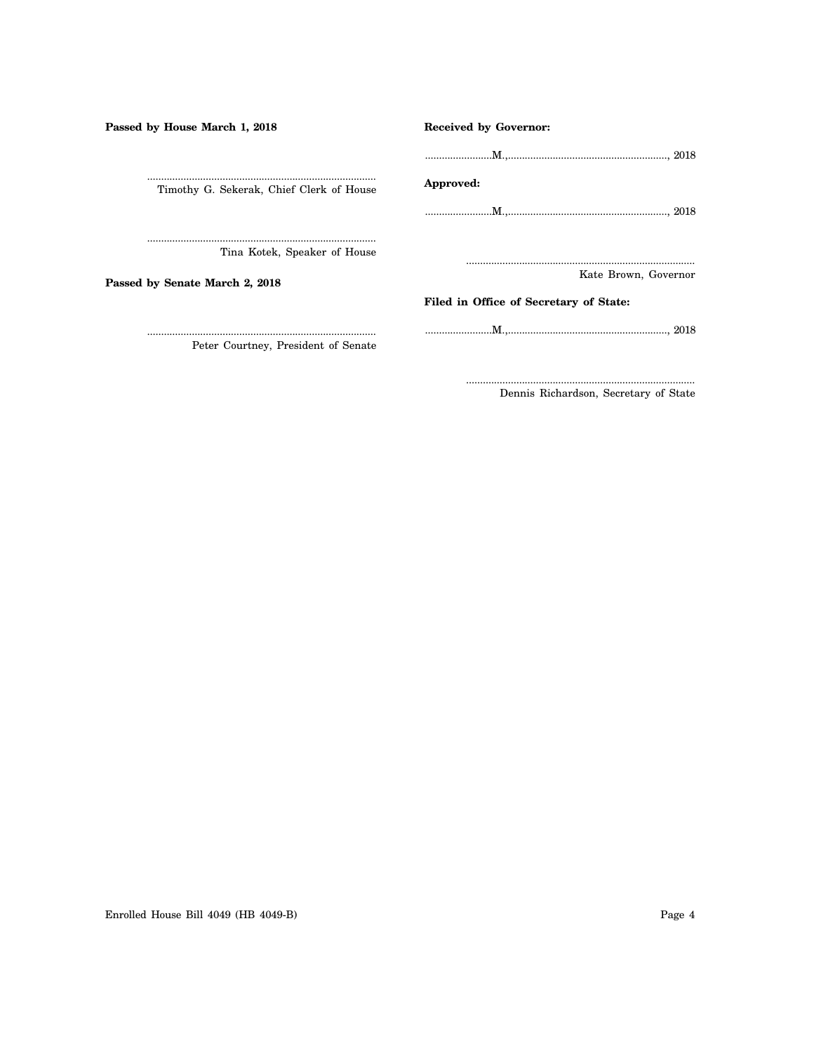**Passed by House March 1, 2018**

..................................................................................
Timothy G. Sekerak, Chief Clerk of House

..................................................................................
Tina Kotek, Speaker of House

**Passed by Senate March 2, 2018**

..................................................................................
Peter Courtney, President of Senate

**Received by Governor:**

........................M.,.........................................................., 2018

**Approved:**

........................M.,.........................................................., 2018

..................................................................................
Kate Brown, Governor

**Filed in Office of Secretary of State:**

........................M.,.........................................................., 2018

..................................................................................
Dennis Richardson, Secretary of State